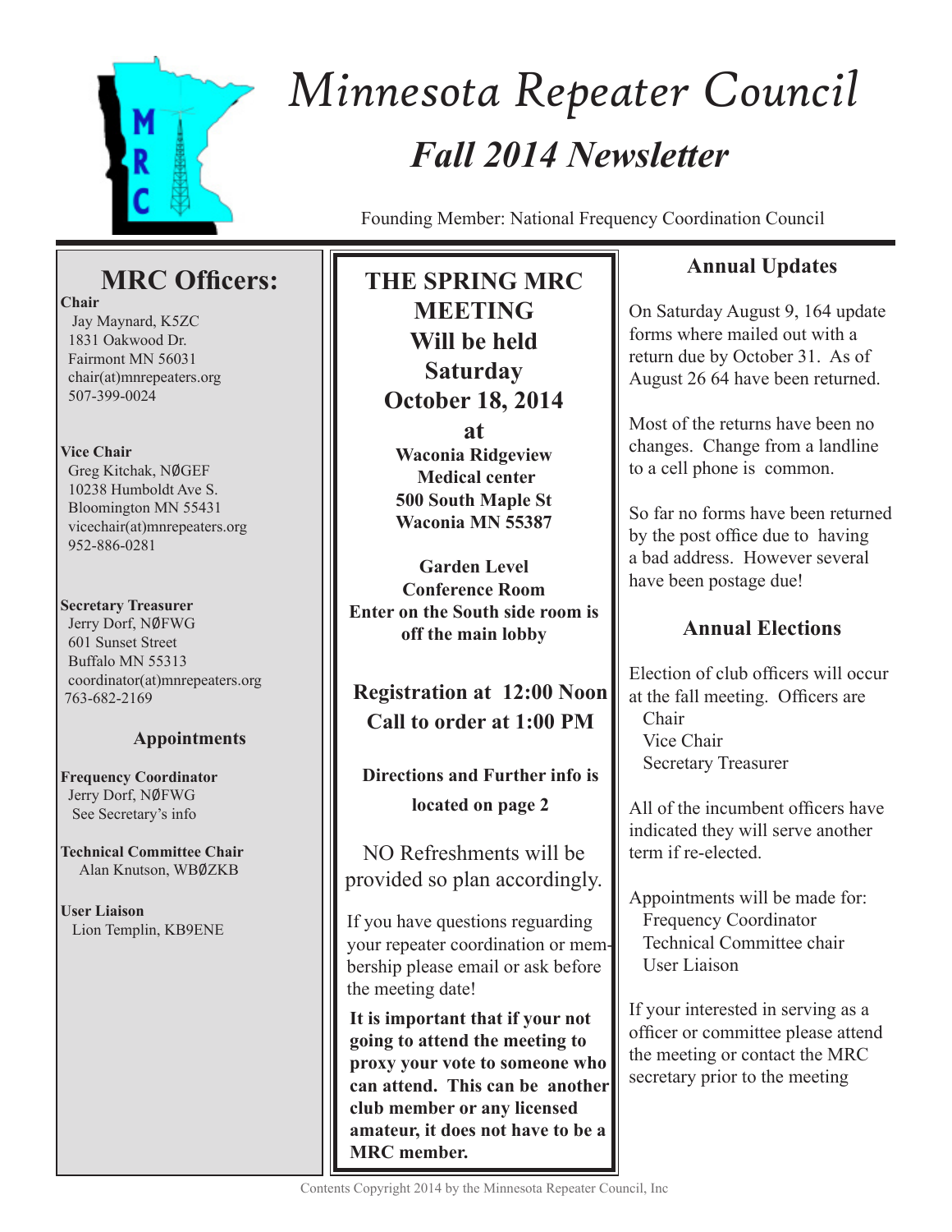# Minnesota Repeater Council

## *Fall 2014 Newsletter*

Founding Member: National Frequency Coordination Council

## MRC Officers:

**Chair**
Jay Maynard, K5ZC
1831 Oakwood Dr.
Fairmont MN 56031
chair(at)mnrepeaters.org
507-399-0024

**Vice Chair**
Greg Kitchak, NØGEF
10238 Humboldt Ave S.
Bloomington MN 55431
vicechair(at)mnrepeaters.org
952-886-0281

**Secretary Treasurer**
Jerry Dorf, NØFWG
601 Sunset Street
Buffalo MN 55313
coordinator(at)mnrepeaters.org
763-682-2169

### Appointments

**Frequency Coordinator**
Jerry Dorf, NØFWG
See Secretary's info

**Technical Committee Chair**
Alan Knutson, WBØZKB

**User Liaison**
Lion Templin, KB9ENE

## THE SPRING MRC MEETING Will be held Saturday October 18, 2014

**at**

**Waconia Ridgeview Medical center**
**500 South Maple St**
**Waconia MN 55387**

**Garden Level Conference Room**
**Enter on the South side room is off the main lobby**

**Registration at 12:00 Noon**
**Call to order at 1:00 PM**

**Directions and Further info is located on page 2**

NO Refreshments will be provided so plan accordingly.

If you have questions reguarding your repeater coordination or membership please email or ask before the meeting date!

**It is important that if your not going to attend the meeting to proxy your vote to someone who can attend. This can be another club member or any licensed amateur, it does not have to be a MRC member.**

## Annual Updates

On Saturday August 9, 164 update forms where mailed out with a return due by October 31. As of August 26 64 have been returned.

Most of the returns have been no changes. Change from a landline to a cell phone is common.

So far no forms have been returned by the post office due to having a bad address. However several have been postage due!

## Annual Elections

Election of club officers will occur at the fall meeting. Officers are
Chair
Vice Chair
Secretary Treasurer

All of the incumbent officers have indicated they will serve another term if re-elected.

Appointments will be made for:
Frequency Coordinator
Technical Committee chair
User Liaison

If your interested in serving as a officer or committee please attend the meeting or contact the MRC secretary prior to the meeting

Contents Copyright 2014 by the Minnesota Repeater Council, Inc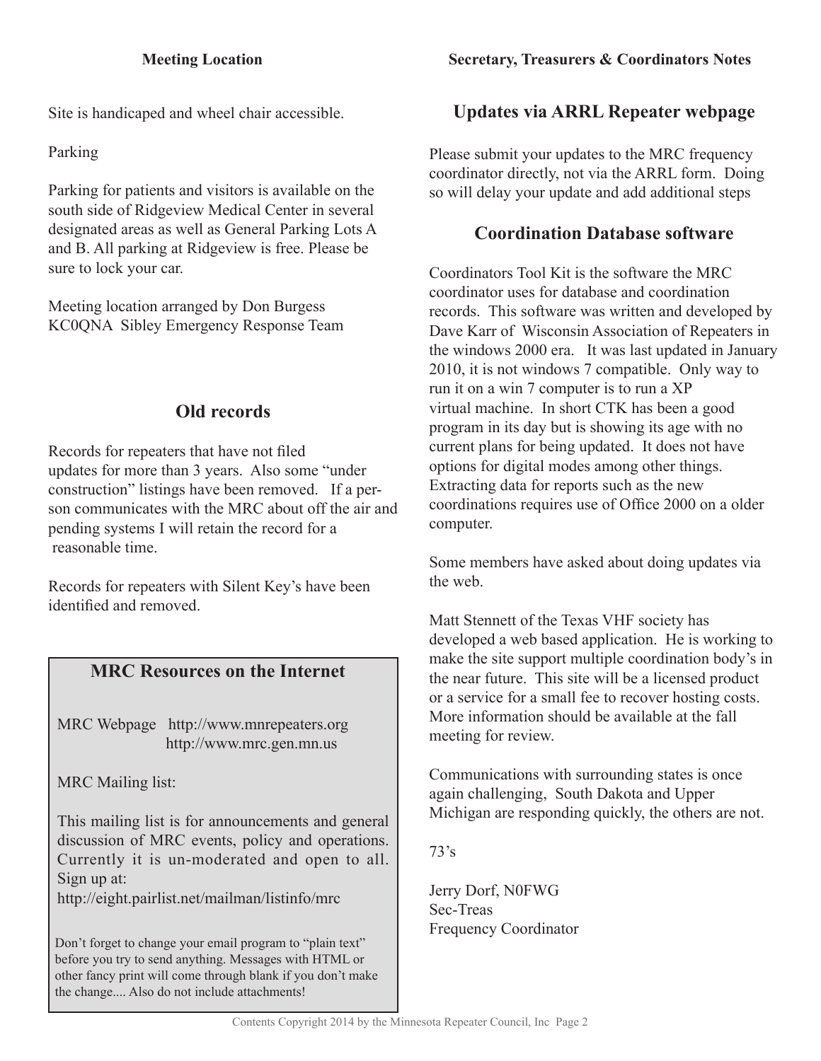## Meeting Location

Site is handicaped and wheel chair accessible.

Parking

Parking for patients and visitors is available on the south side of Ridgeview Medical Center in several designated areas as well as General Parking Lots A and B. All parking at Ridgeview is free. Please be sure to lock your car.

Meeting location arranged by Don Burgess KC0QNA Sibley Emergency Response Team

## Old records

Records for repeaters that have not filed updates for more than 3 years. Also some "under construction" listings have been removed. If a person communicates with the MRC about off the air and pending systems I will retain the record for a reasonable time.

Records for repeaters with Silent Key's have been identified and removed.

## MRC Resources on the Internet

MRC Webpage http://www.mnrepeaters.org
http://www.mrc.gen.mn.us

MRC Mailing list:

This mailing list is for announcements and general discussion of MRC events, policy and operations. Currently it is un-moderated and open to all. Sign up at:
http://eight.pairlist.net/mailman/listinfo/mrc

Don't forget to change your email program to "plain text" before you try to send anything. Messages with HTML or other fancy print will come through blank if you don't make the change.... Also do not include attachments!

## Secretary, Treasurers & Coordinators Notes

### Updates via ARRL Repeater webpage

Please submit your updates to the MRC frequency coordinator directly, not via the ARRL form. Doing so will delay your update and add additional steps

### Coordination Database software

Coordinators Tool Kit is the software the MRC coordinator uses for database and coordination records. This software was written and developed by Dave Karr of Wisconsin Association of Repeaters in the windows 2000 era. It was last updated in January 2010, it is not windows 7 compatible. Only way to run it on a win 7 computer is to run a XP virtual machine. In short CTK has been a good program in its day but is showing its age with no current plans for being updated. It does not have options for digital modes among other things. Extracting data for reports such as the new coordinations requires use of Office 2000 on a older computer.

Some members have asked about doing updates via the web.

Matt Stennett of the Texas VHF society has developed a web based application. He is working to make the site support multiple coordination body's in the near future. This site will be a licensed product or a service for a small fee to recover hosting costs. More information should be available at the fall meeting for review.

Communications with surrounding states is once again challenging, South Dakota and Upper Michigan are responding quickly, the others are not.

73's

Jerry Dorf, N0FWG
Sec-Treas
Frequency Coordinator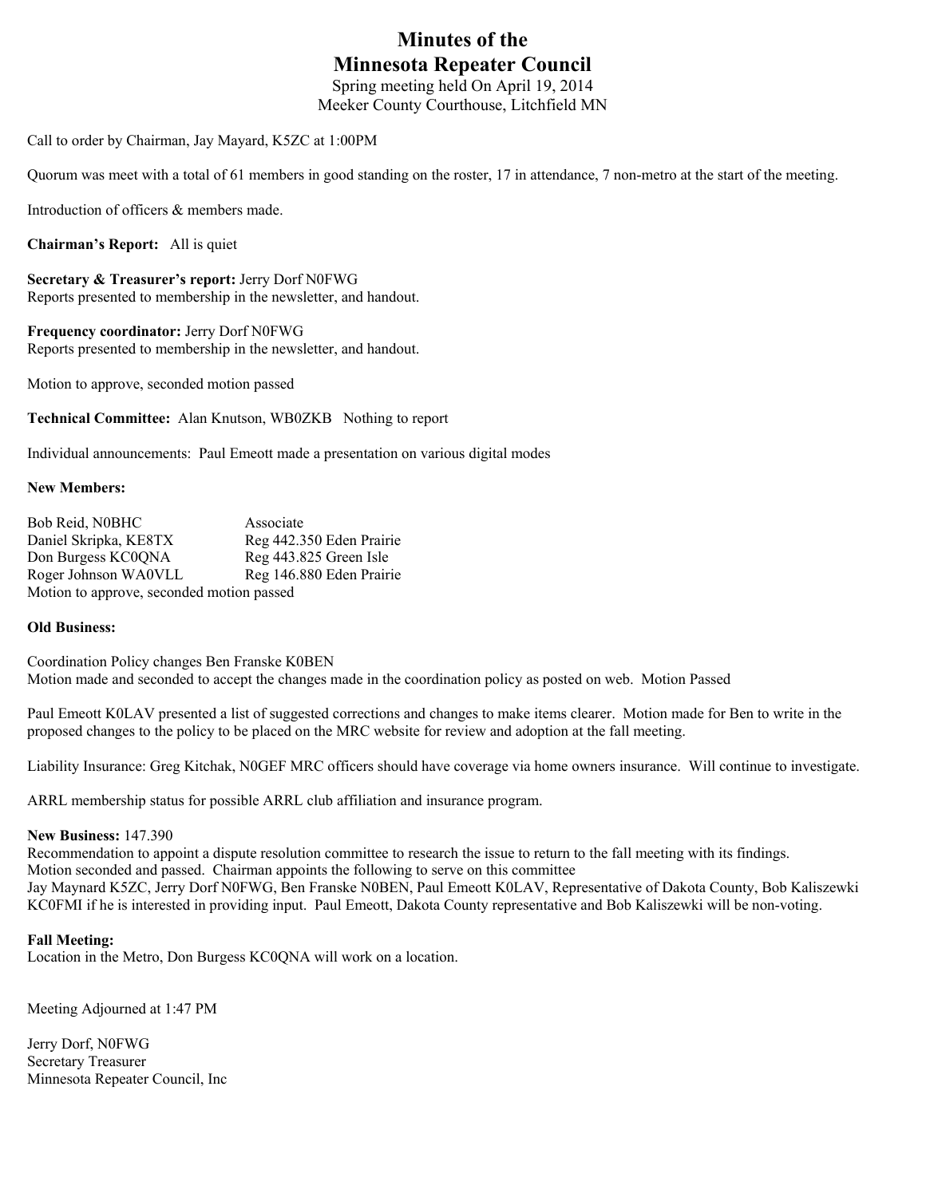# Minutes of the
# Minnesota Repeater Council

Spring meeting held On April 19, 2014
Meeker County Courthouse, Litchfield MN

Call to order by Chairman, Jay Mayard, K5ZC at 1:00PM

Quorum was meet with a total of 61 members in good standing on the roster, 17 in attendance, 7 non-metro at the start of the meeting.

Introduction of officers & members made.

**Chairman's Report:** All is quiet

**Secretary & Treasurer's report:** Jerry Dorf N0FWG
Reports presented to membership in the newsletter, and handout.

**Frequency coordinator:** Jerry Dorf N0FWG
Reports presented to membership in the newsletter, and handout.

Motion to approve, seconded motion passed

**Technical Committee:** Alan Knutson, WB0ZKB Nothing to report

Individual announcements: Paul Emeott made a presentation on various digital modes

**New Members:**

| | |
|---|---|
| Bob Reid, N0BHC | Associate |
| Daniel Skripka, KE8TX | Reg 442.350 Eden Prairie |
| Don Burgess KC0QNA | Reg 443.825 Green Isle |
| Roger Johnson WA0VLL | Reg 146.880 Eden Prairie |

Motion to approve, seconded motion passed

**Old Business:**

Coordination Policy changes Ben Franske K0BEN
Motion made and seconded to accept the changes made in the coordination policy as posted on web. Motion Passed

Paul Emeott K0LAV presented a list of suggested corrections and changes to make items clearer. Motion made for Ben to write in the proposed changes to the policy to be placed on the MRC website for review and adoption at the fall meeting.

Liability Insurance: Greg Kitchak, N0GEF MRC officers should have coverage via home owners insurance. Will continue to investigate.

ARRL membership status for possible ARRL club affiliation and insurance program.

**New Business:** 147.390
Recommendation to appoint a dispute resolution committee to research the issue to return to the fall meeting with its findings.
Motion seconded and passed. Chairman appoints the following to serve on this committee
Jay Maynard K5ZC, Jerry Dorf N0FWG, Ben Franske N0BEN, Paul Emeott K0LAV, Representative of Dakota County, Bob Kaliszewki KC0FMI if he is interested in providing input. Paul Emeott, Dakota County representative and Bob Kaliszewki will be non-voting.

**Fall Meeting:**
Location in the Metro, Don Burgess KC0QNA will work on a location.

Meeting Adjourned at 1:47 PM

Jerry Dorf, N0FWG
Secretary Treasurer
Minnesota Repeater Council, Inc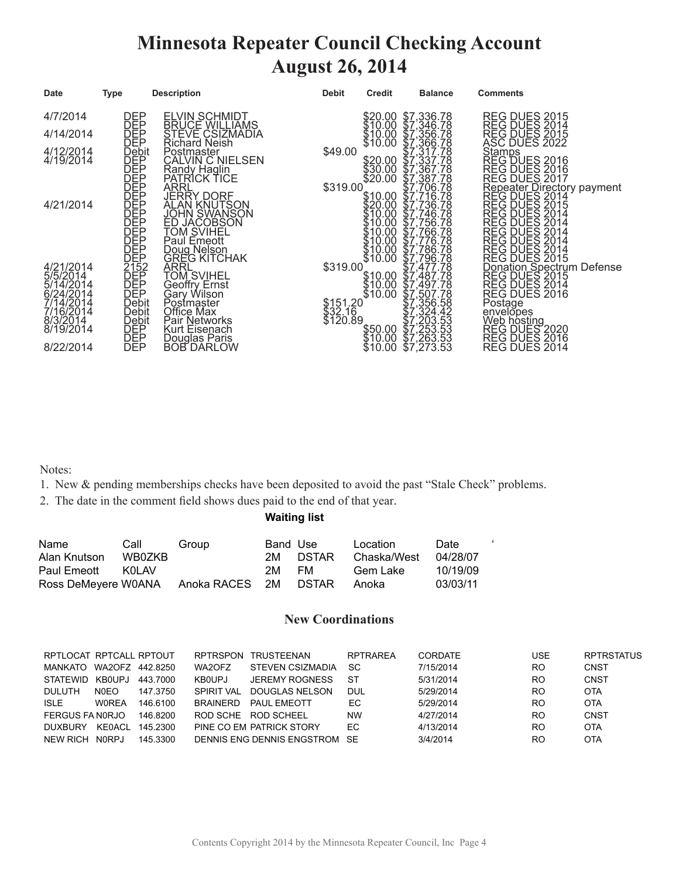# Minnesota Repeater Council Checking Account
# August 26, 2014

| Date | Type | Description | Debit | Credit | Balance | Comments |
|---|---|---|---|---|---|---|
| 4/7/2014 | DEP | ELVIN SCHMIDT | | $20.00 | $7,336.78 | REG DUES 2015 |
| | DEP | BRUCE WILLIAMS | | $10.00 | $7,346.78 | REG DUES 2014 |
| 4/14/2014 | DEP | STEVE CSIZMADIA | | $10.00 | $7,356.78 | REG DUES 2015 |
| | DEP | Richard Neish | | $10.00 | $7,366.78 | ASC DUES 2022 |
| 4/12/2014 | Debit | Postmaster | $49.00 | | $7,317.78 | Stamps |
| 4/19/2014 | DEP | CALVIN C NIELSEN | | $20.00 | $7,337.78 | REG DUES 2016 |
| | DEP | Randy Haglin | | $30.00 | $7,367.78 | REG DUES 2016 |
| | DEP | PATRICK TICE | | $20.00 | $7,387.78 | REG DUES 2017 |
| | DEP | ARRL | $319.00 | | $7,706.78 | Repeater Directory payment |
| | DEP | JERRY DORF | | $10.00 | $7,716.78 | REG DUES 2014 |
| 4/21/2014 | DEP | ALAN KNUTSON | | $20.00 | $7,736.78 | REG DUES 2015 |
| | DEP | JOHN SWANSON | | $10.00 | $7,746.78 | REG DUES 2014 |
| | DEP | ED JACOBSON | | $10.00 | $7,756.78 | REG DUES 2014 |
| | DEP | TOM SVIHEL | | $10.00 | $7,766.78 | REG DUES 2014 |
| | DEP | Paul Emeott | | $10.00 | $7,776.78 | REG DUES 2014 |
| | DEP | Doug Nelson | | $10.00 | $7,786.78 | REG DUES 2014 |
| | DEP | GREG KITCHAK | | $10.00 | $7,796.78 | REG DUES 2015 |
| 4/21/2014 | 2152 | ARRL | $319.00 | | $7,477.78 | Donation Spectrum Defense |
| 5/5/2014 | DEP | TOM SVIHEL | | $10.00 | $7,487.78 | REG DUES 2015 |
| 5/14/2014 | DEP | Geoffry Ernst | | $10.00 | $7,497.78 | REG DUES 2014 |
| 6/24/2014 | DEP | Gary Wilson | | $10.00 | $7,507.78 | REG DUES 2016 |
| 7/14/2014 | Debit | Postmaster | $151.20 | | $7,356.58 | Postage |
| 7/16/2014 | Debit | Office Max | $32.16 | | $7,324.42 | envelopes |
| 8/3/2014 | Debit | Pair Networks | $120.89 | | $7,203.53 | Web hosting |
| 8/19/2014 | DEP | Kurt Eisenach | | $50.00 | $7,253.53 | REG DUES 2020 |
| | DEP | Douglas Paris | | $10.00 | $7,263.53 | REG DUES 2016 |
| 8/22/2014 | DEP | BOB DARLOW | | $10.00 | $7,273.53 | REG DUES 2014 |

Notes:
1. New & pending memberships checks have been deposited to avoid the past "Stale Check" problems.
2. The date in the comment field shows dues paid to the end of that year.

**Waiting list**

| Name | Call | Group | Band | Use | Location | Date |
|---|---|---|---|---|---|---|
| Alan Knutson | WB0ZKB | | 2M | DSTAR | Chaska/West | 04/28/07 |
| Paul Emeott | K0LAV | | 2M | FM | Gem Lake | 10/19/09 |
| Ross DeMeyere | W0ANA | Anoka RACES | 2M | DSTAR | Anoka | 03/03/11 |

## New Coordinations

| RPTLOCAT | RPTCALL | RPTOUT | RPTRSPON | TRUSTEENAN | RPTRAREA | CORDATE | USE | RPTRSTATUS |
|---|---|---|---|---|---|---|---|---|
| MANKATO | WA2OFZ | 442.8250 | WA2OFZ | STEVEN CSIZMADIA | SC | 7/15/2014 | RO | CNST |
| STATEWID | KB0UPJ | 443.7000 | KB0UPJ | JEREMY ROGNESS | ST | 5/31/2014 | RO | CNST |
| DULUTH | N0EO | 147.3750 | SPIRIT VAL | DOUGLAS NELSON | DUL | 5/29/2014 | RO | OTA |
| ISLE | W0REA | 146.6100 | BRAINERD | PAUL EMEOTT | EC | 5/29/2014 | RO | OTA |
| FERGUS FA | N0RJO | 146.8200 | ROD SCHE | ROD SCHEEL | NW | 4/27/2014 | RO | CNST |
| DUXBURY | KE0ACL | 145.2300 | PINE CO EM | PATRICK STORY | EC | 4/13/2014 | RO | OTA |
| NEW RICH | N0RPJ | 145.3300 | DENNIS ENG | DENNIS ENGSTROM | SE | 3/4/2014 | RO | OTA |

Contents Copyright 2014 by the Minnesota Repeater Council, Inc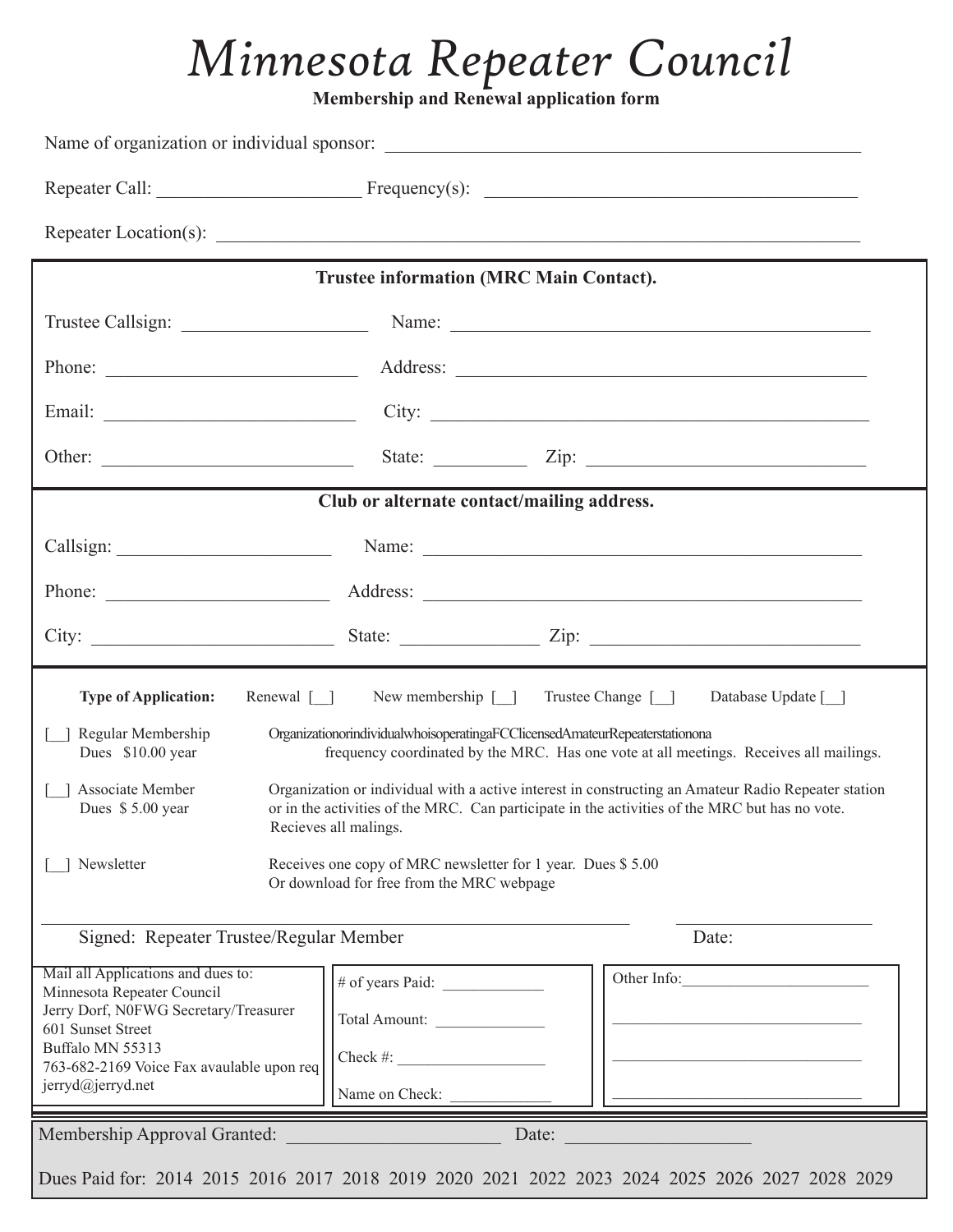# Minnesota Repeater Council

**Membership and Renewal application form**

Name of organization or individual sponsor: ____________________________________________________

Repeater Call: ______________________ Frequency(s): ________________________________________

Repeater Location(s): ______________________________________________________________________

**Trustee information (MRC Main Contact).**

Trustee Callsign: ____________________ Name: ______________________________________________

Phone: ___________________________ Address: ______________________________________________

Email: ___________________________ City: _________________________________________________

Other: ___________________________ State: __________ Zip: ______________________________

**Club or alternate contact/mailing address.**

Callsign: _______________________ Name: _________________________________________________

Phone: ________________________ Address: _______________________________________________

City: ___________________________ State: _______________ Zip: _____________________________

**Type of Application:** Renewal [__] New membership [__] Trustee Change [__] Database Update [__]

[__] Regular Membership Dues $10.00 year — OrganizationorindividualwhoisoperatingaFCClicensedAmateurRepeaterstationona frequency coordinated by the MRC. Has one vote at all meetings. Receives all mailings.

[__] Associate Member Dues $ 5.00 year — Organization or individual with a active interest in constructing an Amateur Radio Repeater station or in the activities of the MRC. Can participate in the activities of the MRC but has no vote. Recieves all malings.

[__] Newsletter — Receives one copy of MRC newsletter for 1 year. Dues $ 5.00
Or download for free from the MRC webpage

_________________________________________________________________ ______________________

Signed: Repeater Trustee/Regular Member Date:

Mail all Applications and dues to:
Minnesota Repeater Council
Jerry Dorf, N0FWG Secretary/Treasurer
601 Sunset Street
Buffalo MN 55313
763-682-2169 Voice Fax avaulable upon req
jerryd@jerryd.net

# of years Paid: _____________

Total Amount: ______________

Check #: ___________________

Name on Check: _____________

Other Info:________________________

________________________________

________________________________

________________________________

Membership Approval Granted: _______________________ Date: ____________________

Dues Paid for: 2014 2015 2016 2017 2018 2019 2020 2021 2022 2023 2024 2025 2026 2027 2028 2029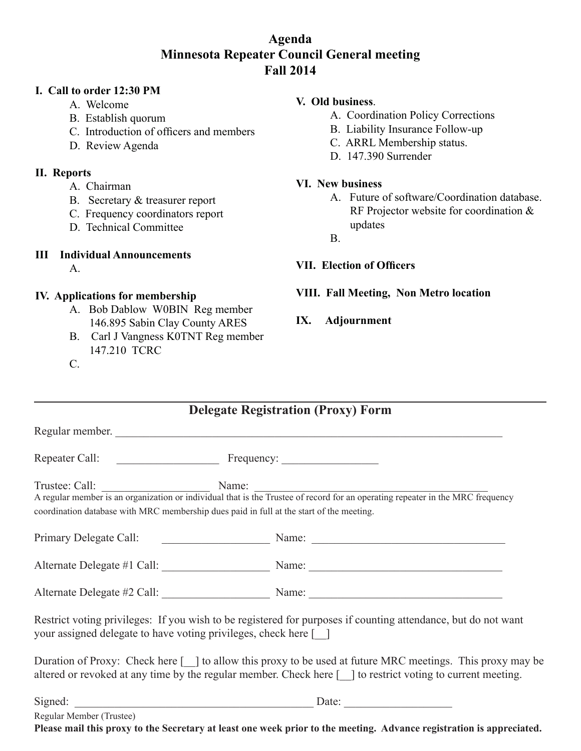# Agenda
# Minnesota Repeater Council General meeting
# Fall 2014

**I. Call to order 12:30 PM**

A. Welcome
B. Establish quorum
C. Introduction of officers and members
D. Review Agenda

**II. Reports**

A. Chairman
B. Secretary & treasurer report
C. Frequency coordinators report
D. Technical Committee

**III Individual Announcements**

A.

**IV. Applications for membership**

A. Bob Dablow W0BIN Reg member 146.895 Sabin Clay County ARES
B. Carl J Vangness K0TNT Reg member 147.210 TCRC
C.

**V. Old business**.

A. Coordination Policy Corrections
B. Liability Insurance Follow-up
C. ARRL Membership status.
D. 147.390 Surrender

**VI. New business**

A. Future of software/Coordination database. RF Projector website for coordination & updates
B.

**VII. Election of Officers**

**VIII. Fall Meeting, Non Metro location**

**IX. Adjournment**

---

## Delegate Registration (Proxy) Form

Regular member. ______________________________________________________________

Repeater Call: ________________ Frequency: ______________

Trustee: Call: ________________ Name: ____________________________________

A regular member is an organization or individual that is the Trustee of record for an operating repeater in the MRC frequency coordination database with MRC membership dues paid in full at the start of the meeting.

Primary Delegate Call: ________________ Name: ______________________________

Alternate Delegate #1 Call: ________________ Name: ______________________________

Alternate Delegate #2 Call: ________________ Name: ______________________________

Restrict voting privileges: If you wish to be registered for purposes if counting attendance, but do not want your assigned delegate to have voting privileges, check here [__]

Duration of Proxy: Check here [__] to allow this proxy to be used at future MRC meetings. This proxy may be altered or revoked at any time by the regular member. Check here [__] to restrict voting to current meeting.

Signed: ____________________________________ Date: ________________

Regular Member (Trustee)

**Please mail this proxy to the Secretary at least one week prior to the meeting. Advance registration is appreciated.**